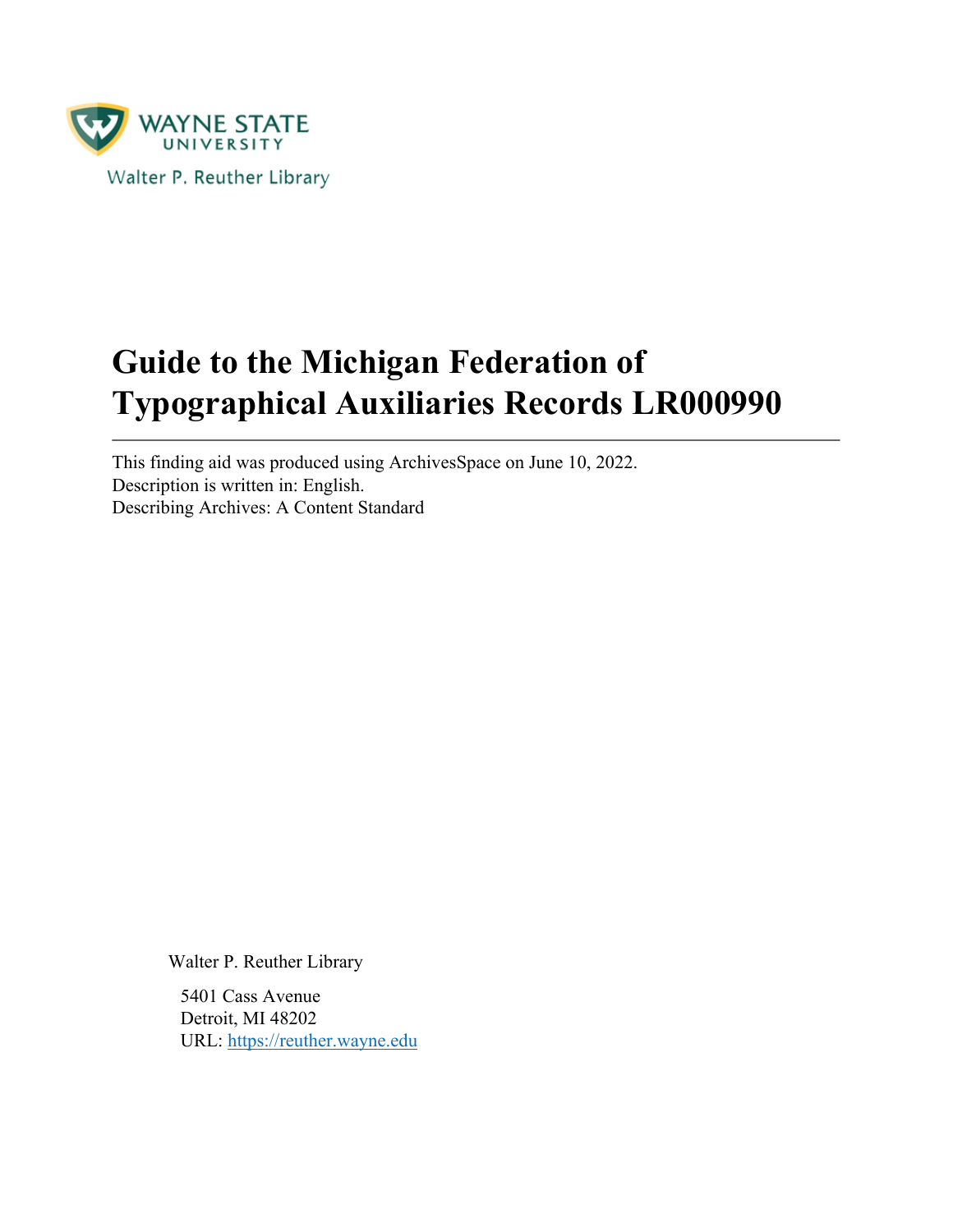WAYNE STATE UNIVERSITY

Walter P. Reuther Library

# Guide to the Michigan Federation of Typographical Auxiliaries Records LR000990

---

This finding aid was produced using ArchivesSpace on June 10, 2022.
Description is written in: English.
Describing Archives: A Content Standard

Walter P. Reuther Library

5401 Cass Avenue
Detroit, MI 48202
URL: https://reuther.wayne.edu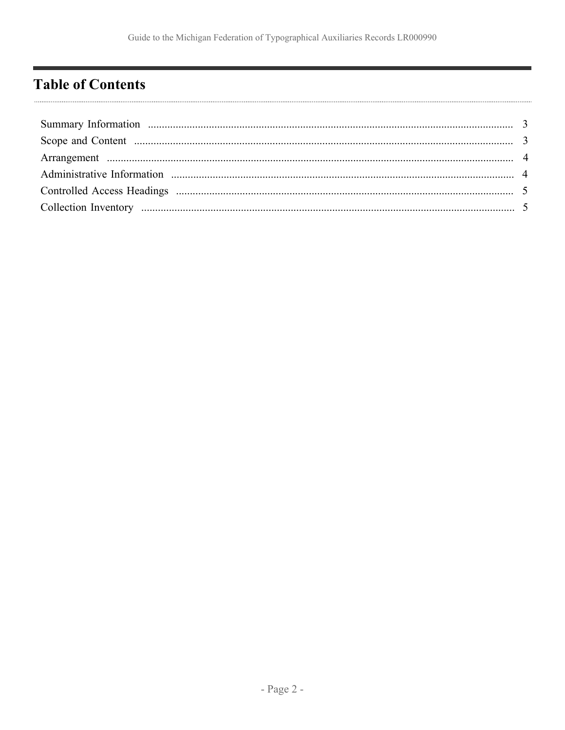# Table of Contents

| | |
|---|---|
| Summary Information | 3 |
| Scope and Content | 3 |
| Arrangement | 4 |
| Administrative Information | 4 |
| Controlled Access Headings | 5 |
| Collection Inventory | 5 |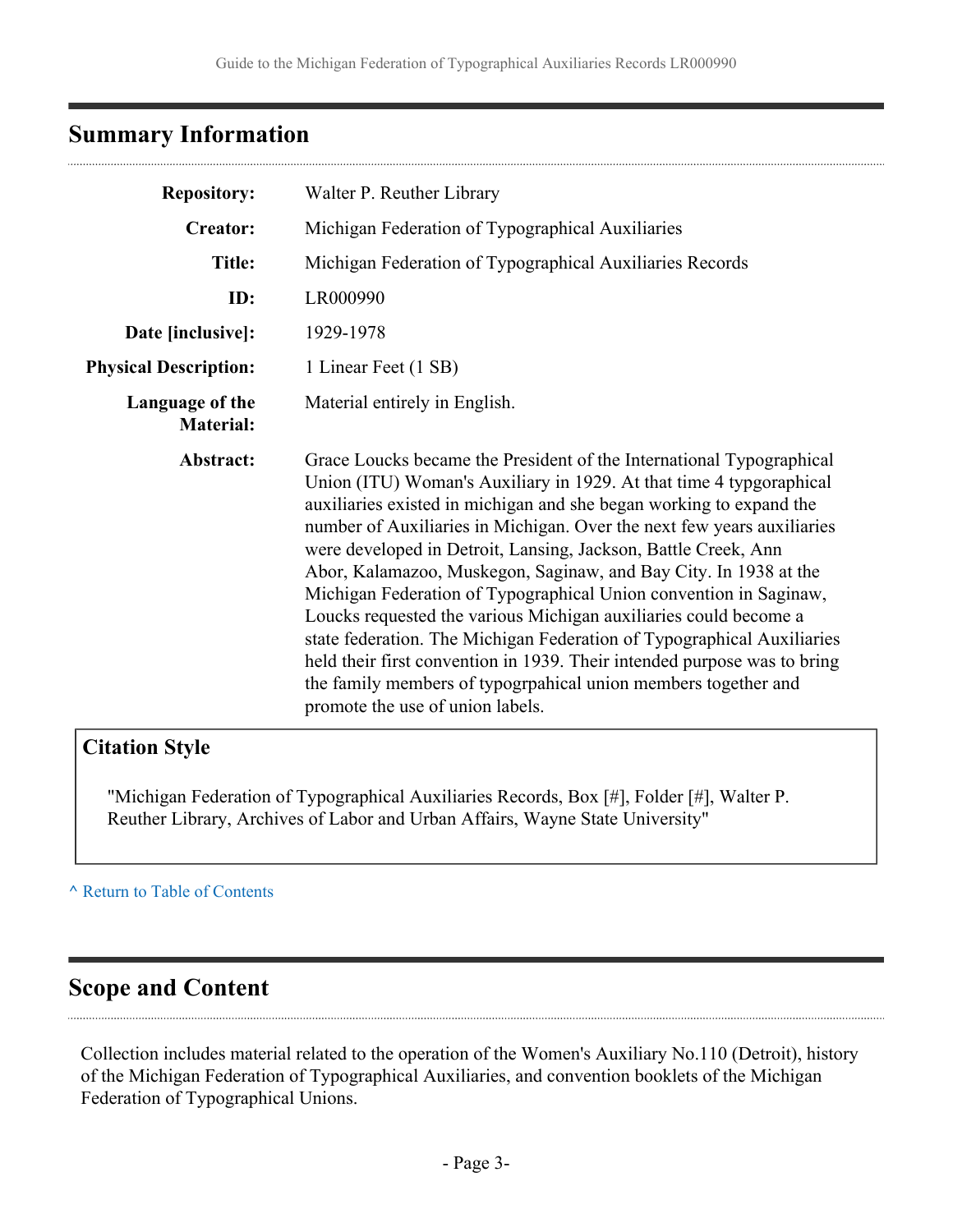## Summary Information

| | |
|---|---|
| **Repository:** | Walter P. Reuther Library |
| **Creator:** | Michigan Federation of Typographical Auxiliaries |
| **Title:** | Michigan Federation of Typographical Auxiliaries Records |
| **ID:** | LR000990 |
| **Date [inclusive]:** | 1929-1978 |
| **Physical Description:** | 1 Linear Feet (1 SB) |
| **Language of the Material:** | Material entirely in English. |
| **Abstract:** | Grace Loucks became the President of the International Typographical Union (ITU) Woman's Auxiliary in 1929. At that time 4 typgographical auxiliaries existed in michigan and she began working to expand the number of Auxiliaries in Michigan. Over the next few years auxiliaries were developed in Detroit, Lansing, Jackson, Battle Creek, Ann Abor, Kalamazoo, Muskegon, Saginaw, and Bay City. In 1938 at the Michigan Federation of Typographical Union convention in Saginaw, Loucks requested the various Michigan auxiliaries could become a state federation. The Michigan Federation of Typographical Auxiliaries held their first convention in 1939. Their intended purpose was to bring the family members of typogrpahical union members together and promote the use of union labels. |

### Citation Style

"Michigan Federation of Typographical Auxiliaries Records, Box [#], Folder [#], Walter P. Reuther Library, Archives of Labor and Urban Affairs, Wayne State University"

^ Return to Table of Contents

## Scope and Content

Collection includes material related to the operation of the Women's Auxiliary No.110 (Detroit), history of the Michigan Federation of Typographical Auxiliaries, and convention booklets of the Michigan Federation of Typographical Unions.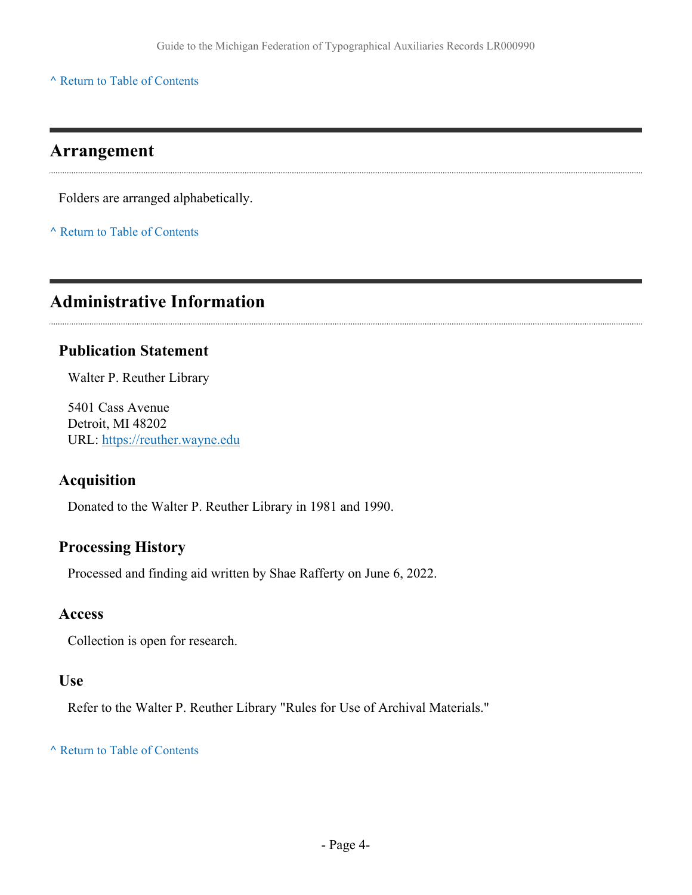[^ Return to Table of Contents](#)

## Arrangement

Folders are arranged alphabetically.

[^ Return to Table of Contents](#)

## Administrative Information

### Publication Statement

Walter P. Reuther Library

5401 Cass Avenue
Detroit, MI 48202
URL: [https://reuther.wayne.edu](https://reuther.wayne.edu)

### Acquisition

Donated to the Walter P. Reuther Library in 1981 and 1990.

### Processing History

Processed and finding aid written by Shae Rafferty on June 6, 2022.

### Access

Collection is open for research.

### Use

Refer to the Walter P. Reuther Library "Rules for Use of Archival Materials."

[^ Return to Table of Contents](#)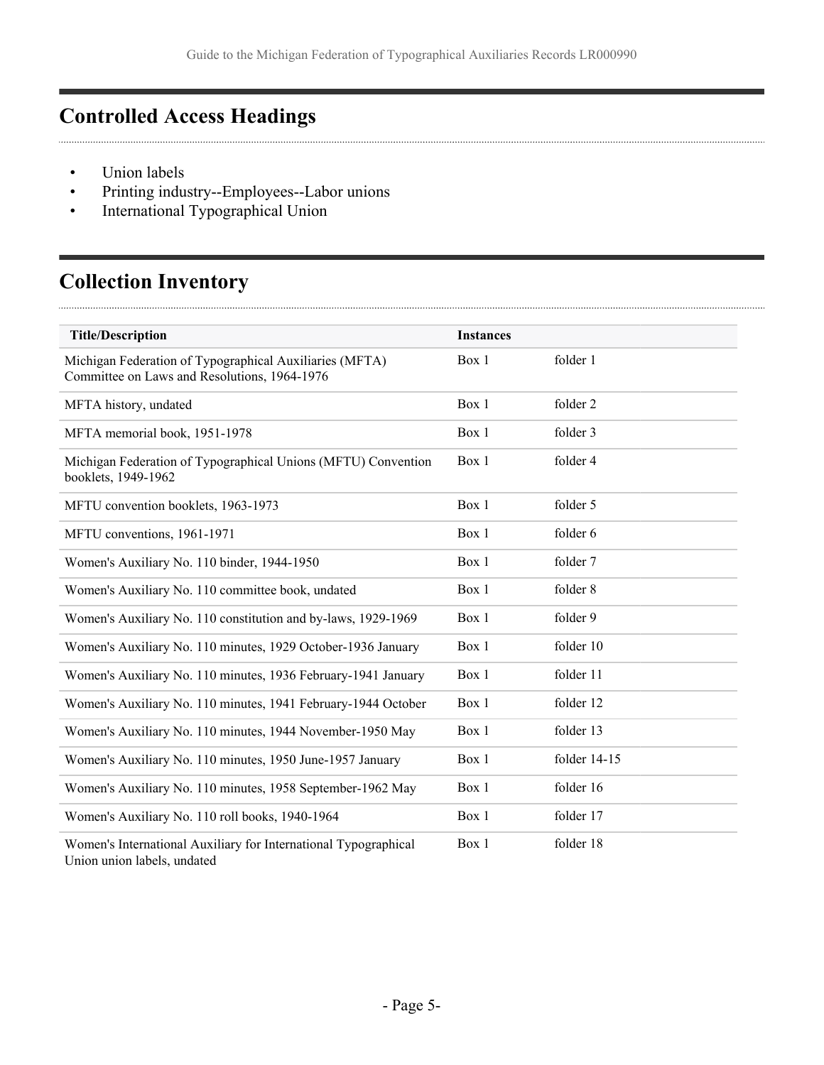## Controlled Access Headings

- Union labels
- Printing industry--Employees--Labor unions
- International Typographical Union

## Collection Inventory

| Title/Description | Instances | |
|---|---|---|
| Michigan Federation of Typographical Auxiliaries (MFTA) Committee on Laws and Resolutions, 1964-1976 | Box 1 | folder 1 |
| MFTA history, undated | Box 1 | folder 2 |
| MFTA memorial book, 1951-1978 | Box 1 | folder 3 |
| Michigan Federation of Typographical Unions (MFTU) Convention booklets, 1949-1962 | Box 1 | folder 4 |
| MFTU convention booklets, 1963-1973 | Box 1 | folder 5 |
| MFTU conventions, 1961-1971 | Box 1 | folder 6 |
| Women's Auxiliary No. 110 binder, 1944-1950 | Box 1 | folder 7 |
| Women's Auxiliary No. 110 committee book, undated | Box 1 | folder 8 |
| Women's Auxiliary No. 110 constitution and by-laws, 1929-1969 | Box 1 | folder 9 |
| Women's Auxiliary No. 110 minutes, 1929 October-1936 January | Box 1 | folder 10 |
| Women's Auxiliary No. 110 minutes, 1936 February-1941 January | Box 1 | folder 11 |
| Women's Auxiliary No. 110 minutes, 1941 February-1944 October | Box 1 | folder 12 |
| Women's Auxiliary No. 110 minutes, 1944 November-1950 May | Box 1 | folder 13 |
| Women's Auxiliary No. 110 minutes, 1950 June-1957 January | Box 1 | folder 14-15 |
| Women's Auxiliary No. 110 minutes, 1958 September-1962 May | Box 1 | folder 16 |
| Women's Auxiliary No. 110 roll books, 1940-1964 | Box 1 | folder 17 |
| Women's International Auxiliary for International Typographical Union union labels, undated | Box 1 | folder 18 |